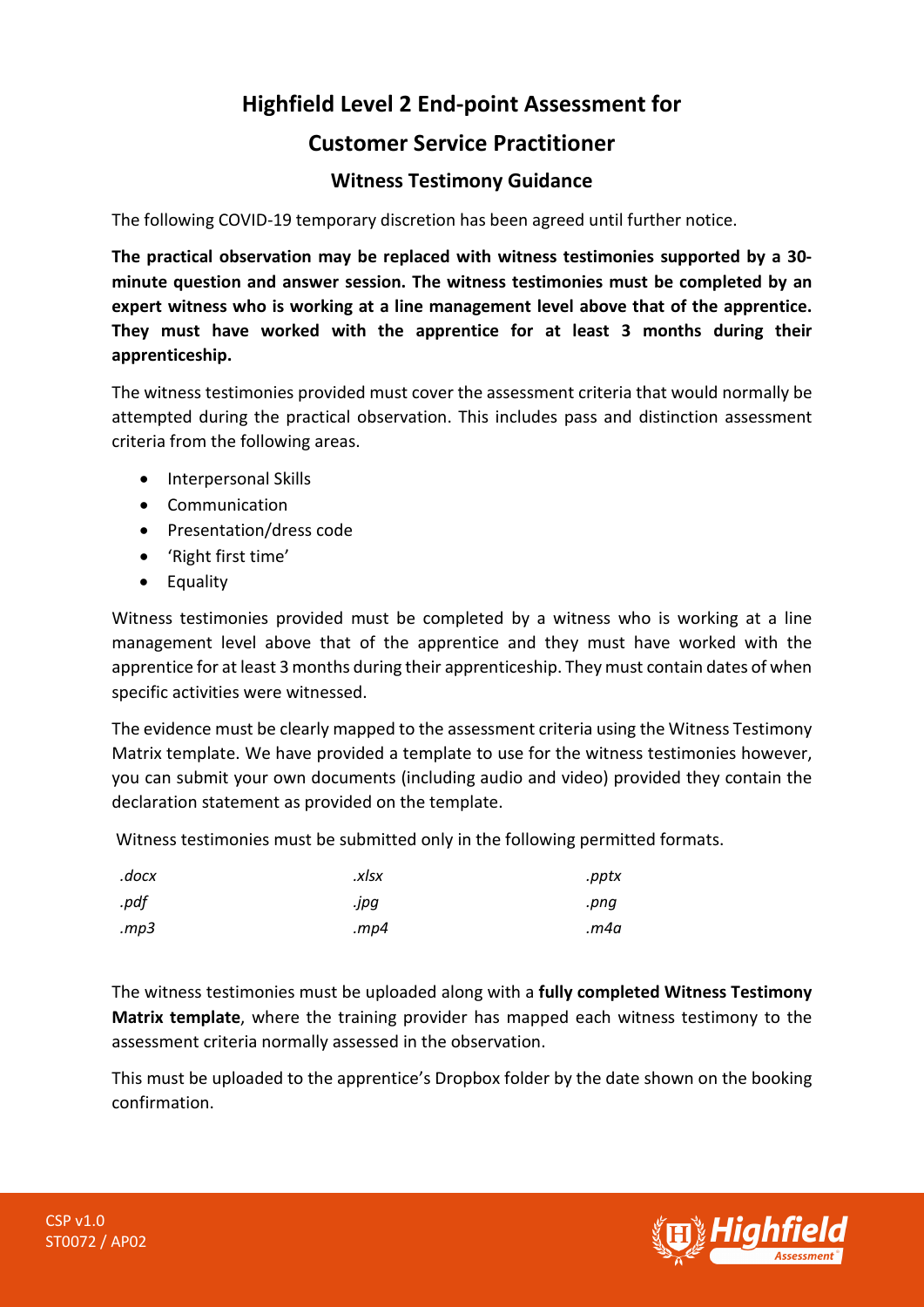# Highfield Level 2 End-point Assessment for

# Customer Service Practitioner

## Witness Testimony Guidance

The following COVID-19 temporary discretion has been agreed until further notice.

**The practical observation may be replaced with witness testimonies supported by a 30-minute question and answer session. The witness testimonies must be completed by an expert witness who is working at a line management level above that of the apprentice. They must have worked with the apprentice for at least 3 months during their apprenticeship.**

The witness testimonies provided must cover the assessment criteria that would normally be attempted during the practical observation. This includes pass and distinction assessment criteria from the following areas.

- Interpersonal Skills
- Communication
- Presentation/dress code
- 'Right first time'
- Equality

Witness testimonies provided must be completed by a witness who is working at a line management level above that of the apprentice and they must have worked with the apprentice for at least 3 months during their apprenticeship. They must contain dates of when specific activities were witnessed.

The evidence must be clearly mapped to the assessment criteria using the Witness Testimony Matrix template. We have provided a template to use for the witness testimonies however, you can submit your own documents (including audio and video) provided they contain the declaration statement as provided on the template.

Witness testimonies must be submitted only in the following permitted formats.

| | | |
|---|---|---|
| *.docx* | *.xlsx* | *.pptx* |
| *.pdf* | *.jpg* | *.png* |
| *.mp3* | *.mp4* | *.m4a* |

The witness testimonies must be uploaded along with a **fully completed Witness Testimony Matrix template**, where the training provider has mapped each witness testimony to the assessment criteria normally assessed in the observation.

This must be uploaded to the apprentice's Dropbox folder by the date shown on the booking confirmation.

CSP v1.0
ST0072 / AP02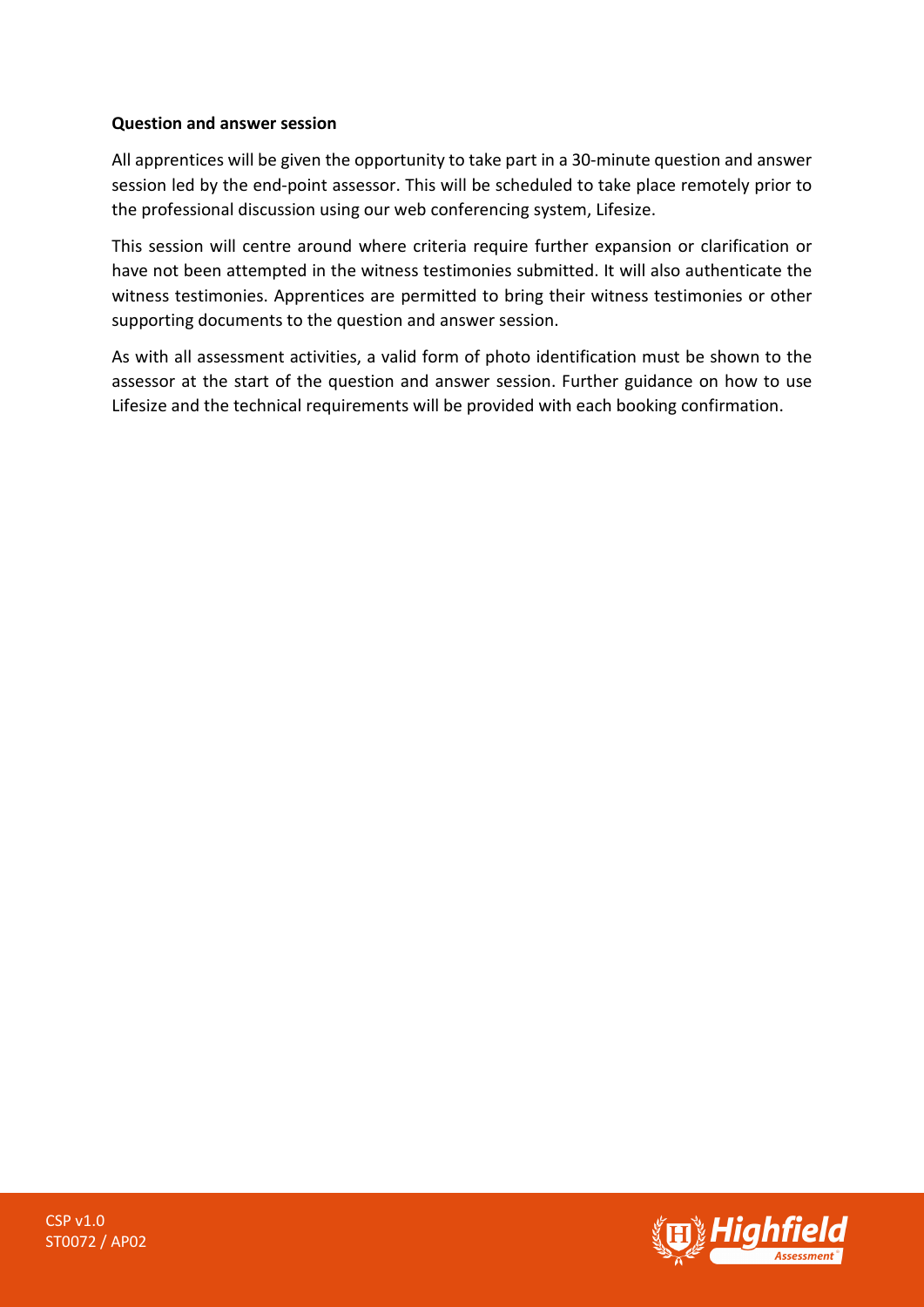**Question and answer session**

All apprentices will be given the opportunity to take part in a 30-minute question and answer session led by the end-point assessor. This will be scheduled to take place remotely prior to the professional discussion using our web conferencing system, Lifesize.

This session will centre around where criteria require further expansion or clarification or have not been attempted in the witness testimonies submitted. It will also authenticate the witness testimonies. Apprentices are permitted to bring their witness testimonies or other supporting documents to the question and answer session.

As with all assessment activities, a valid form of photo identification must be shown to the assessor at the start of the question and answer session. Further guidance on how to use Lifesize and the technical requirements will be provided with each booking confirmation.